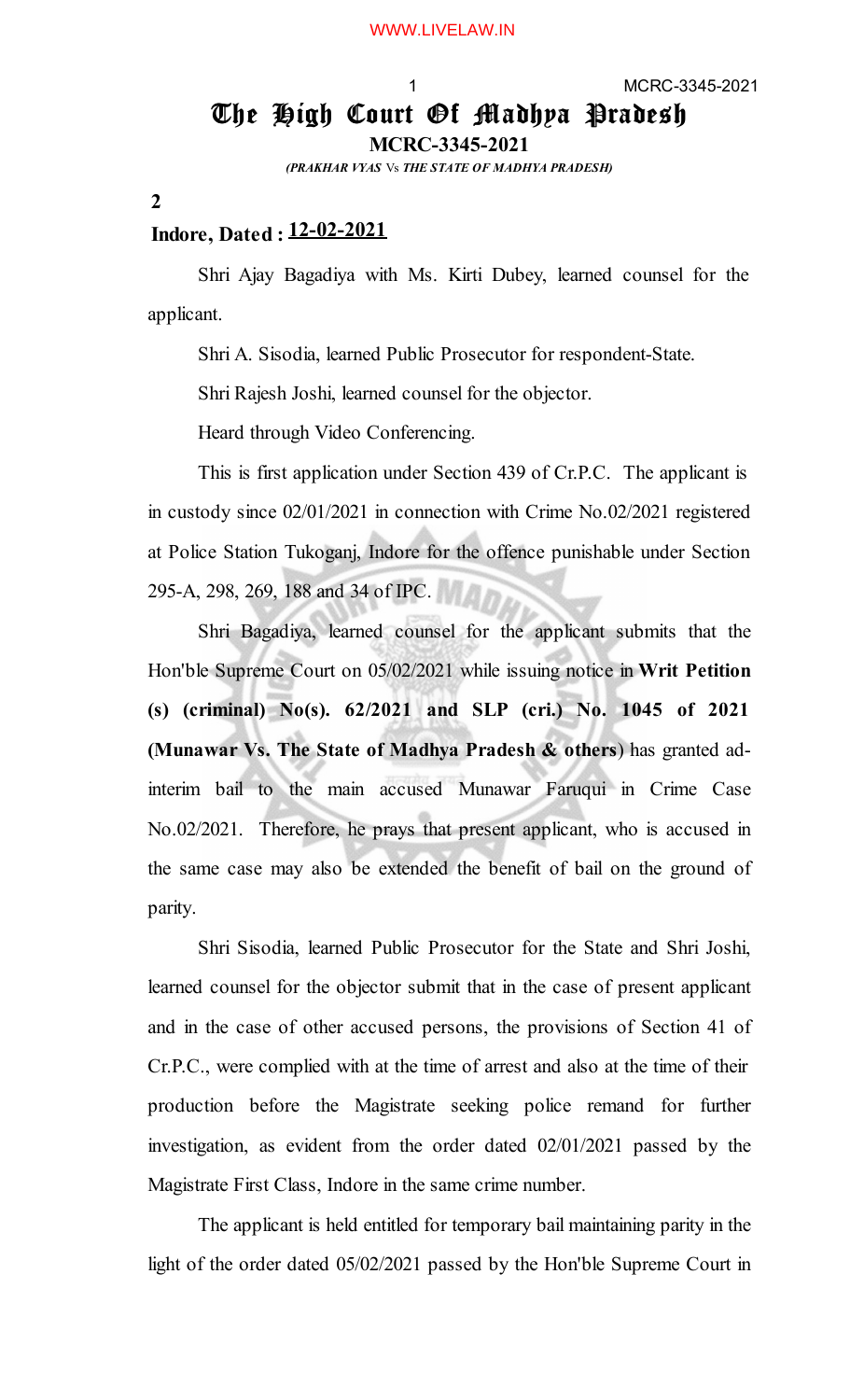# The High Court Of Madhya Pradesh

**MCRC-3345-2021**

*(PRAKHAR VYAS Vs THE STATE OF MADHYA PRADESH)*

**2**

**Indore, Dated : 12-02-2021**

Shri Ajay Bagadiya with Ms. Kirti Dubey, learned counsel for the applicant.

Shri A. Sisodia, learned Public Prosecutor for respondent-State.

Shri Rajesh Joshi, learned counsel for the objector.

Heard through Video Conferencing.

This is first application under Section 439 of Cr.P.C. The applicant is in custody since 02/01/2021 in connection with Crime No.02/2021 registered at Police Station Tukoganj, Indore for the offence punishable under Section 295-A, 298, 269, 188 and 34 of IPC.

Shri Bagadiya, learned counsel for the applicant submits that the Hon'ble Supreme Court on 05/02/2021 while issuing notice in **Writ Petition (s) (criminal) No(s). 62/2021 and SLP (cri.) No. 1045 of 2021 (Munawar Vs. The State of Madhya Pradesh & others**) has granted ad-interim bail to the main accused Munawar Faruqui in Crime Case No.02/2021. Therefore, he prays that present applicant, who is accused in the same case may also be extended the benefit of bail on the ground of parity.

Shri Sisodia, learned Public Prosecutor for the State and Shri Joshi, learned counsel for the objector submit that in the case of present applicant and in the case of other accused persons, the provisions of Section 41 of Cr.P.C., were complied with at the time of arrest and also at the time of their production before the Magistrate seeking police remand for further investigation, as evident from the order dated 02/01/2021 passed by the Magistrate First Class, Indore in the same crime number.

The applicant is held entitled for temporary bail maintaining parity in the light of the order dated 05/02/2021 passed by the Hon'ble Supreme Court in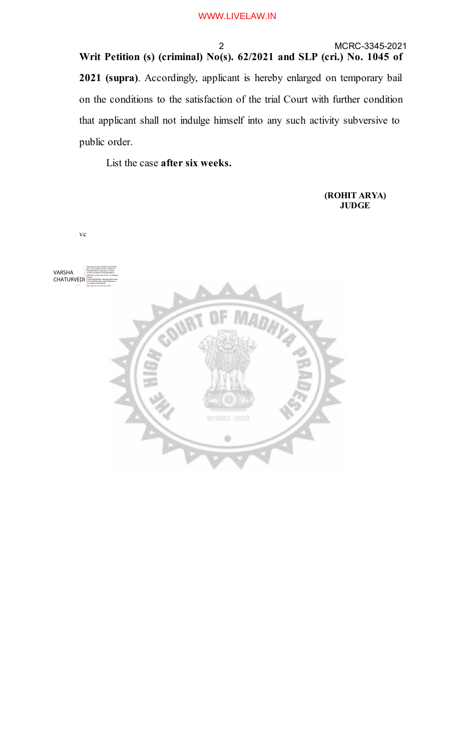**Writ Petition (s) (criminal) No(s). 62/2021 and SLP (cri.) No. 1045 of 2021 (supra)**. Accordingly, applicant is hereby enlarged on temporary bail on the conditions to the satisfaction of the trial Court with further condition that applicant shall not indulge himself into any such activity subversive to public order.

List the case **after six weeks.**

**(ROHIT ARYA)**
**JUDGE**

vc